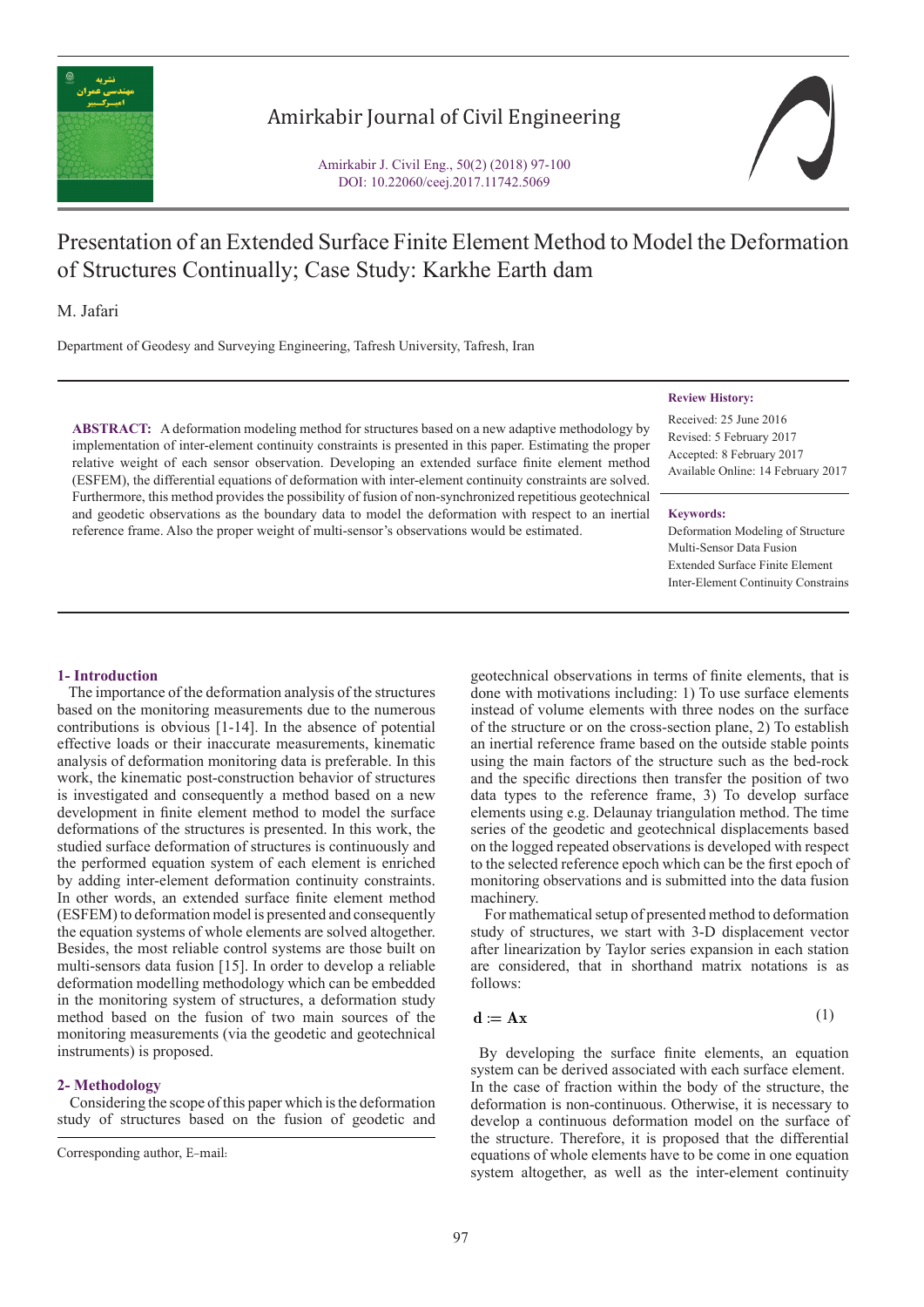# Presentation of an Extended Surface Finite Element Method to Model the Deformation of Structures Continually; Case Study: Karkhe Earth dam

M. Jafari

Department of Geodesy and Surveying Engineering, Tafresh University, Tafresh, Iran

**Review History:**

Received: 25 June 2016
Revised: 5 February 2017
Accepted: 8 February 2017
Available Online: 14 February 2017

**Keywords:**

Deformation Modeling of Structure
Multi-Sensor Data Fusion
Extended Surface Finite Element
Inter-Element Continuity Constrains

**ABSTRACT:** A deformation modeling method for structures based on a new adaptive methodology by implementation of inter-element continuity constraints is presented in this paper. Estimating the proper relative weight of each sensor observation. Developing an extended surface finite element method (ESFEM), the differential equations of deformation with inter-element continuity constraints are solved. Furthermore, this method provides the possibility of fusion of non-synchronized repetitious geotechnical and geodetic observations as the boundary data to model the deformation with respect to an inertial reference frame. Also the proper weight of multi-sensor's observations would be estimated.

## 1- Introduction

The importance of the deformation analysis of the structures based on the monitoring measurements due to the numerous contributions is obvious [1-14]. In the absence of potential effective loads or their inaccurate measurements, kinematic analysis of deformation monitoring data is preferable. In this work, the kinematic post-construction behavior of structures is investigated and consequently a method based on a new development in finite element method to model the surface deformations of the structures is presented. In this work, the studied surface deformation of structures is continuously and the performed equation system of each element is enriched by adding inter-element deformation continuity constraints. In other words, an extended surface finite element method (ESFEM) to deformation model is presented and consequently the equation systems of whole elements are solved altogether. Besides, the most reliable control systems are those built on multi-sensors data fusion [15]. In order to develop a reliable deformation modelling methodology which can be embedded in the monitoring system of structures, a deformation study method based on the fusion of two main sources of the monitoring measurements (via the geodetic and geotechnical instruments) is proposed.

## 2- Methodology

Considering the scope of this paper which is the deformation study of structures based on the fusion of geodetic and geotechnical observations in terms of finite elements, that is done with motivations including: 1) To use surface elements instead of volume elements with three nodes on the surface of the structure or on the cross-section plane, 2) To establish an inertial reference frame based on the outside stable points using the main factors of the structure such as the bed-rock and the specific directions then transfer the position of two data types to the reference frame, 3) To develop surface elements using e.g. Delaunay triangulation method. The time series of the geodetic and geotechnical displacements based on the logged repeated observations is developed with respect to the selected reference epoch which can be the first epoch of monitoring observations and is submitted into the data fusion machinery.

For mathematical setup of presented method to deformation study of structures, we start with 3-D displacement vector after linearization by Taylor series expansion in each station are considered, that in shorthand matrix notations is as follows:

$$\mathbf{d} \coloneqq \mathbf{A}\mathbf{x} \tag{1}$$

By developing the surface finite elements, an equation system can be derived associated with each surface element. In the case of fraction within the body of the structure, the deformation is non-continuous. Otherwise, it is necessary to develop a continuous deformation model on the surface of the structure. Therefore, it is proposed that the differential equations of whole elements have to be come in one equation system altogether, as well as the inter-element continuity

Corresponding author, E-mail: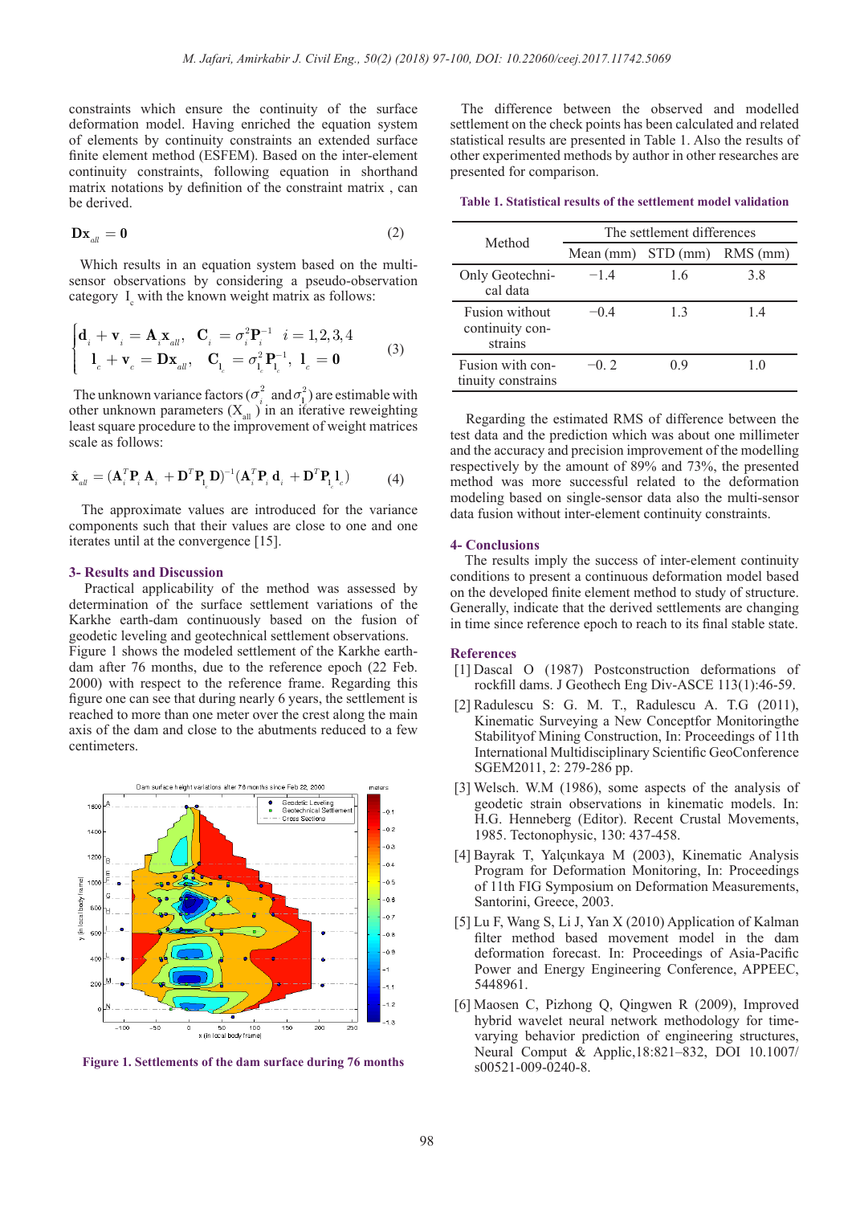constraints which ensure the continuity of the surface deformation model. Having enriched the equation system of elements by continuity constraints an extended surface finite element method (ESFEM). Based on the inter-element continuity constraints, following equation in shorthand matrix notations by definition of the constraint matrix , can be derived.

$$\mathbf{D}\mathbf{x}_{all} = \mathbf{0} \tag{2}$$

Which results in an equation system based on the multi-sensor observations by considering a pseudo-observation category $l_c$ with the known weight matrix as follows:

$$\begin{cases} \mathbf{d}_i + \mathbf{v}_i = \mathbf{A}_i \mathbf{x}_{all}, & \mathbf{C}_i = \sigma_i^2 \mathbf{P}_i^{-1} \quad i = 1,2,3,4 \\ \mathbf{l}_c + \mathbf{v}_c = \mathbf{D}\mathbf{x}_{all}, & \mathbf{C}_{l_c} = \sigma_{l_c}^2 \mathbf{P}_{l_c}^{-1}, \ \mathbf{l}_c = \mathbf{0} \end{cases} \tag{3}$$

The unknown variance factors ($\sigma_i^2$ and $\sigma_l^2$) are estimable with other unknown parameters ($X_{all}$) in an iterative reweighting least square procedure to the improvement of weight matrices scale as follows:

$$\hat{\mathbf{x}}_{all} = (\mathbf{A}_i^T \mathbf{P}_i \mathbf{A}_i + \mathbf{D}^T \mathbf{P}_{l_c} \mathbf{D})^{-1} (\mathbf{A}_i^T \mathbf{P}_i \mathbf{d}_i + \mathbf{D}^T \mathbf{P}_{l_c} \mathbf{l}_c) \tag{4}$$

The approximate values are introduced for the variance components such that their values are close to one and one iterates until at the convergence [15].

## 3- Results and Discussion

Practical applicability of the method was assessed by determination of the surface settlement variations of the Karkhe earth-dam continuously based on the fusion of geodetic leveling and geotechnical settlement observations. Figure 1 shows the modeled settlement of the Karkhe earth-dam after 76 months, due to the reference epoch (22 Feb. 2000) with respect to the reference frame. Regarding this figure one can see that during nearly 6 years, the settlement is reached to more than one meter over the crest along the main axis of the dam and close to the abutments reduced to a few centimeters.

**Figure 1. Settlements of the dam surface during 76 months**

The difference between the observed and modelled settlement on the check points has been calculated and related statistical results are presented in Table 1. Also the results of other experimented methods by author in other researches are presented for comparison.

**Table 1. Statistical results of the settlement model validation**

| Method | The settlement differences | | |
|---|---|---|---|
| | Mean (mm) | STD (mm) | RMS (mm) |
| Only Geotechnical data | −1.4 | 1.6 | 3.8 |
| Fusion without continuity constrains | −0.4 | 1.3 | 1.4 |
| Fusion with continuity constrains | −0. 2 | 0.9 | 1.0 |

Regarding the estimated RMS of difference between the test data and the prediction which was about one millimeter and the accuracy and precision improvement of the modelling respectively by the amount of 89% and 73%, the presented method was more successful related to the deformation modeling based on single-sensor data also the multi-sensor data fusion without inter-element continuity constraints.

## 4- Conclusions

The results imply the success of inter-element continuity conditions to present a continuous deformation model based on the developed finite element method to study of structure. Generally, indicate that the derived settlements are changing in time since reference epoch to reach to its final stable state.

## References

[1] Dascal O (1987) Postconstruction deformations of rockfill dams. J Geothech Eng Div-ASCE 113(1):46-59.

[2] Radulescu S: G. M. T., Radulescu A. T.G (2011), Kinematic Surveying a New Conceptfor Monitoringthe Stabilityof Mining Construction, In: Proceedings of 11th International Multidisciplinary Scientific GeoConference SGEM2011, 2: 279-286 pp.

[3] Welsch. W.M (1986), some aspects of the analysis of geodetic strain observations in kinematic models. In: H.G. Henneberg (Editor). Recent Crustal Movements, 1985. Tectonophysic, 130: 437-458.

[4] Bayrak T, Yalçınkaya M (2003), Kinematic Analysis Program for Deformation Monitoring, In: Proceedings of 11th FIG Symposium on Deformation Measurements, Santorini, Greece, 2003.

[5] Lu F, Wang S, Li J, Yan X (2010) Application of Kalman filter method based movement model in the dam deformation forecast. In: Proceedings of Asia-Pacific Power and Energy Engineering Conference, APPEEC, 5448491.

[6] Maosen C, Pizhong Q, Qingwen R (2009), Improved hybrid wavelet neural network methodology for time-varying behavior prediction of engineering structures, Neural Comput & Applic,18:821–832, DOI 10.1007/s00521-009-0240-8.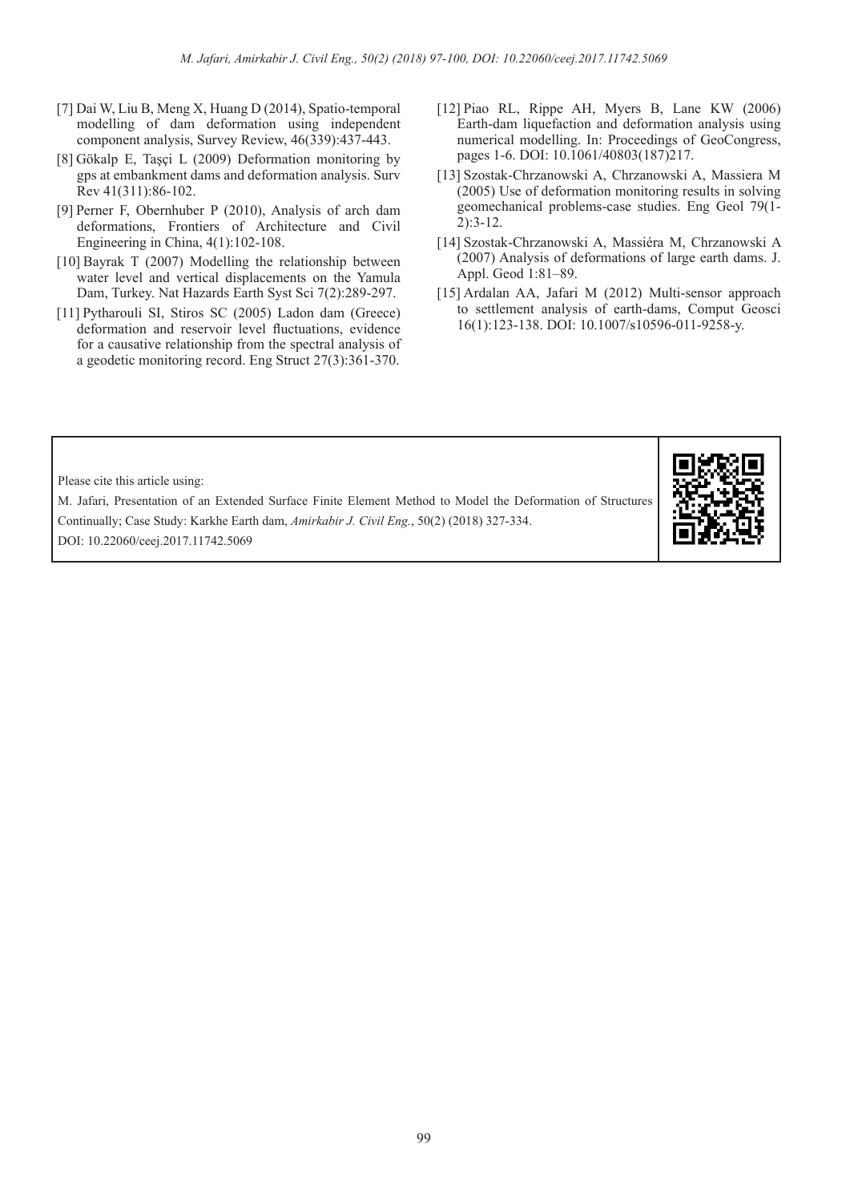[7] Dai W, Liu B, Meng X, Huang D (2014), Spatio-temporal modelling of dam deformation using independent component analysis, Survey Review, 46(339):437-443.

[8] Gökalp E, Taşçi L (2009) Deformation monitoring by gps at embankment dams and deformation analysis. Surv Rev 41(311):86-102.

[9] Perner F, Obernhuber P (2010), Analysis of arch dam deformations, Frontiers of Architecture and Civil Engineering in China, 4(1):102-108.

[10] Bayrak T (2007) Modelling the relationship between water level and vertical displacements on the Yamula Dam, Turkey. Nat Hazards Earth Syst Sci 7(2):289-297.

[11] Pytharouli SI, Stiros SC (2005) Ladon dam (Greece) deformation and reservoir level fluctuations, evidence for a causative relationship from the spectral analysis of a geodetic monitoring record. Eng Struct 27(3):361-370.

[12] Piao RL, Rippe AH, Myers B, Lane KW (2006) Earth-dam liquefaction and deformation analysis using numerical modelling. In: Proceedings of GeoCongress, pages 1-6. DOI: 10.1061/40803(187)217.

[13] Szostak-Chrzanowski A, Chrzanowski A, Massiera M (2005) Use of deformation monitoring results in solving geomechanical problems-case studies. Eng Geol 79(1-2):3-12.

[14] Szostak-Chrzanowski A, Massiéra M, Chrzanowski A (2007) Analysis of deformations of large earth dams. J. Appl. Geod 1:81–89.

[15] Ardalan AA, Jafari M (2012) Multi-sensor approach to settlement analysis of earth-dams, Comput Geosci 16(1):123-138. DOI: 10.1007/s10596-011-9258-y.

Please cite this article using:

M. Jafari, Presentation of an Extended Surface Finite Element Method to Model the Deformation of Structures Continually; Case Study: Karkhe Earth dam, *Amirkabir J. Civil Eng.*, 50(2) (2018) 327-334.

DOI: 10.22060/ceej.2017.11742.5069